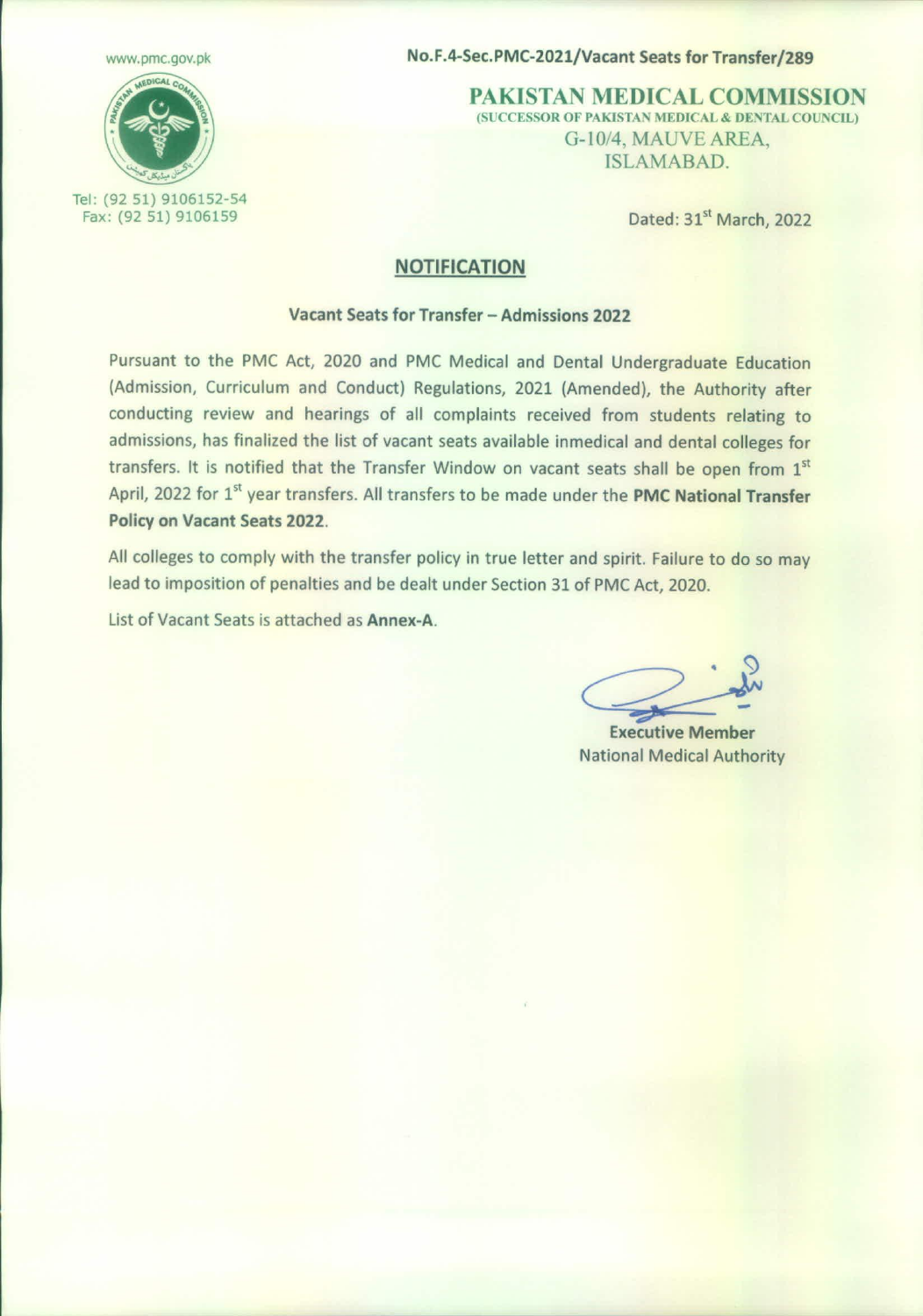www.pmc.gov.pk

**No.F.4-Sec.PMC-2021/Vacant Seats for Transfer/289**

**PAKISTAN MEDICAL COMMISSION**
(SUCCESSOR OF PAKISTAN MEDICAL & DENTAL COUNCIL)
G-10/4, MAUVE AREA,
ISLAMABAD.

Tel: (92 51) 9106152-54
Fax: (92 51) 9106159

Dated: 31st March, 2022

## NOTIFICATION

### Vacant Seats for Transfer – Admissions 2022

Pursuant to the PMC Act, 2020 and PMC Medical and Dental Undergraduate Education (Admission, Curriculum and Conduct) Regulations, 2021 (Amended), the Authority after conducting review and hearings of all complaints received from students relating to admissions, has finalized the list of vacant seats available inmedical and dental colleges for transfers. It is notified that the Transfer Window on vacant seats shall be open from 1st April, 2022 for 1st year transfers. All transfers to be made under the **PMC National Transfer Policy on Vacant Seats 2022**.

All colleges to comply with the transfer policy in true letter and spirit. Failure to do so may lead to imposition of penalties and be dealt under Section 31 of PMC Act, 2020.

List of Vacant Seats is attached as **Annex-A**.

**Executive Member**
National Medical Authority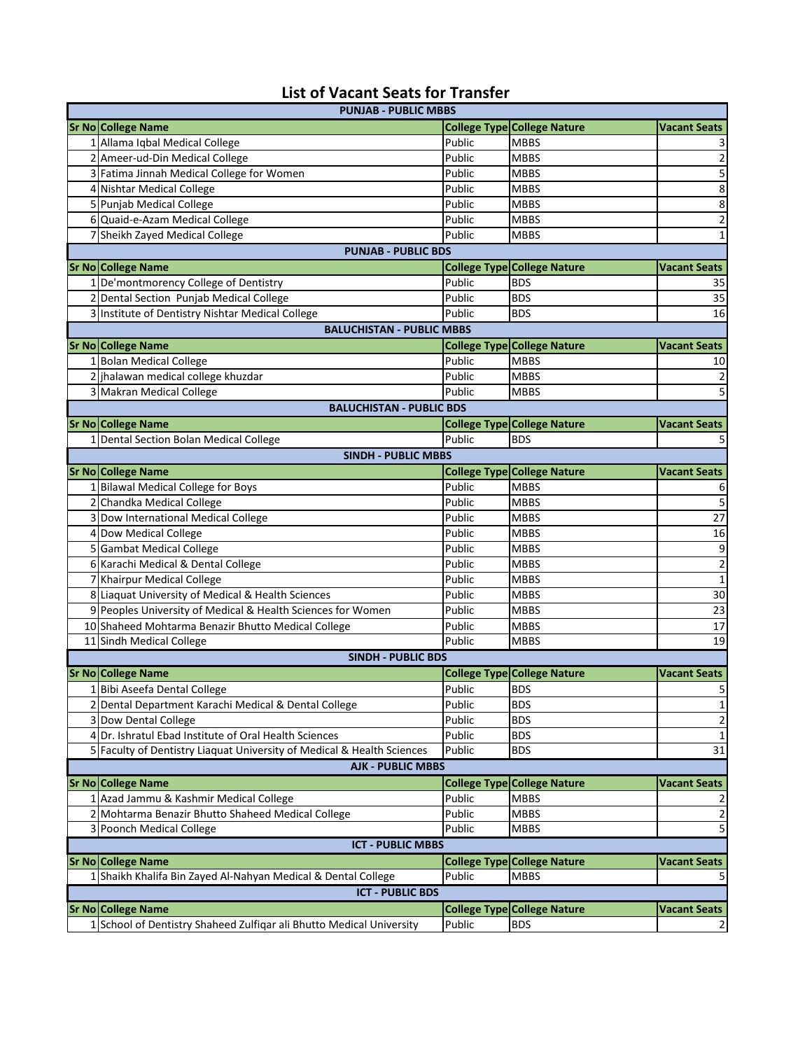# List of Vacant Seats for Transfer

**PUNJAB - PUBLIC MBBS**

| Sr No | College Name | College Type | College Nature | Vacant Seats |
|---|---|---|---|---|
| 1 | Allama Iqbal Medical College | Public | MBBS | 3 |
| 2 | Ameer-ud-Din Medical College | Public | MBBS | 2 |
| 3 | Fatima Jinnah Medical College for Women | Public | MBBS | 5 |
| 4 | Nishtar Medical College | Public | MBBS | 8 |
| 5 | Punjab Medical College | Public | MBBS | 8 |
| 6 | Quaid-e-Azam Medical College | Public | MBBS | 2 |
| 7 | Sheikh Zayed Medical College | Public | MBBS | 1 |

**PUNJAB - PUBLIC BDS**

| Sr No | College Name | College Type | College Nature | Vacant Seats |
|---|---|---|---|---|
| 1 | De'montmorency College of Dentistry | Public | BDS | 35 |
| 2 | Dental Section Punjab Medical College | Public | BDS | 35 |
| 3 | Institute of Dentistry Nishtar Medical College | Public | BDS | 16 |

**BALUCHISTAN - PUBLIC MBBS**

| Sr No | College Name | College Type | College Nature | Vacant Seats |
|---|---|---|---|---|
| 1 | Bolan Medical College | Public | MBBS | 10 |
| 2 | jhalawan medical college khuzdar | Public | MBBS | 2 |
| 3 | Makran Medical College | Public | MBBS | 5 |

**BALUCHISTAN - PUBLIC BDS**

| Sr No | College Name | College Type | College Nature | Vacant Seats |
|---|---|---|---|---|
| 1 | Dental Section Bolan Medical College | Public | BDS | 5 |

**SINDH - PUBLIC MBBS**

| Sr No | College Name | College Type | College Nature | Vacant Seats |
|---|---|---|---|---|
| 1 | Bilawal Medical College for Boys | Public | MBBS | 6 |
| 2 | Chandka Medical College | Public | MBBS | 5 |
| 3 | Dow International Medical College | Public | MBBS | 27 |
| 4 | Dow Medical College | Public | MBBS | 16 |
| 5 | Gambat Medical College | Public | MBBS | 9 |
| 6 | Karachi Medical & Dental College | Public | MBBS | 2 |
| 7 | Khairpur Medical College | Public | MBBS | 1 |
| 8 | Liaquat University of Medical & Health Sciences | Public | MBBS | 30 |
| 9 | Peoples University of Medical & Health Sciences for Women | Public | MBBS | 23 |
| 10 | Shaheed Mohtarma Benazir Bhutto Medical College | Public | MBBS | 17 |
| 11 | Sindh Medical College | Public | MBBS | 19 |

**SINDH - PUBLIC BDS**

| Sr No | College Name | College Type | College Nature | Vacant Seats |
|---|---|---|---|---|
| 1 | Bibi Aseefa Dental College | Public | BDS | 5 |
| 2 | Dental Department Karachi Medical & Dental College | Public | BDS | 1 |
| 3 | Dow Dental College | Public | BDS | 2 |
| 4 | Dr. Ishratul Ebad Institute of Oral Health Sciences | Public | BDS | 1 |
| 5 | Faculty of Dentistry Liaquat University of Medical & Health Sciences | Public | BDS | 31 |

**AJK - PUBLIC MBBS**

| Sr No | College Name | College Type | College Nature | Vacant Seats |
|---|---|---|---|---|
| 1 | Azad Jammu & Kashmir Medical College | Public | MBBS | 2 |
| 2 | Mohtarma Benazir Bhutto Shaheed Medical College | Public | MBBS | 2 |
| 3 | Poonch Medical College | Public | MBBS | 5 |

**ICT - PUBLIC MBBS**

| Sr No | College Name | College Type | College Nature | Vacant Seats |
|---|---|---|---|---|
| 1 | Shaikh Khalifa Bin Zayed Al-Nahyan Medical & Dental College | Public | MBBS | 5 |

**ICT - PUBLIC BDS**

| Sr No | College Name | College Type | College Nature | Vacant Seats |
|---|---|---|---|---|
| 1 | School of Dentistry Shaheed Zulfiqar ali Bhutto Medical University | Public | BDS | 2 |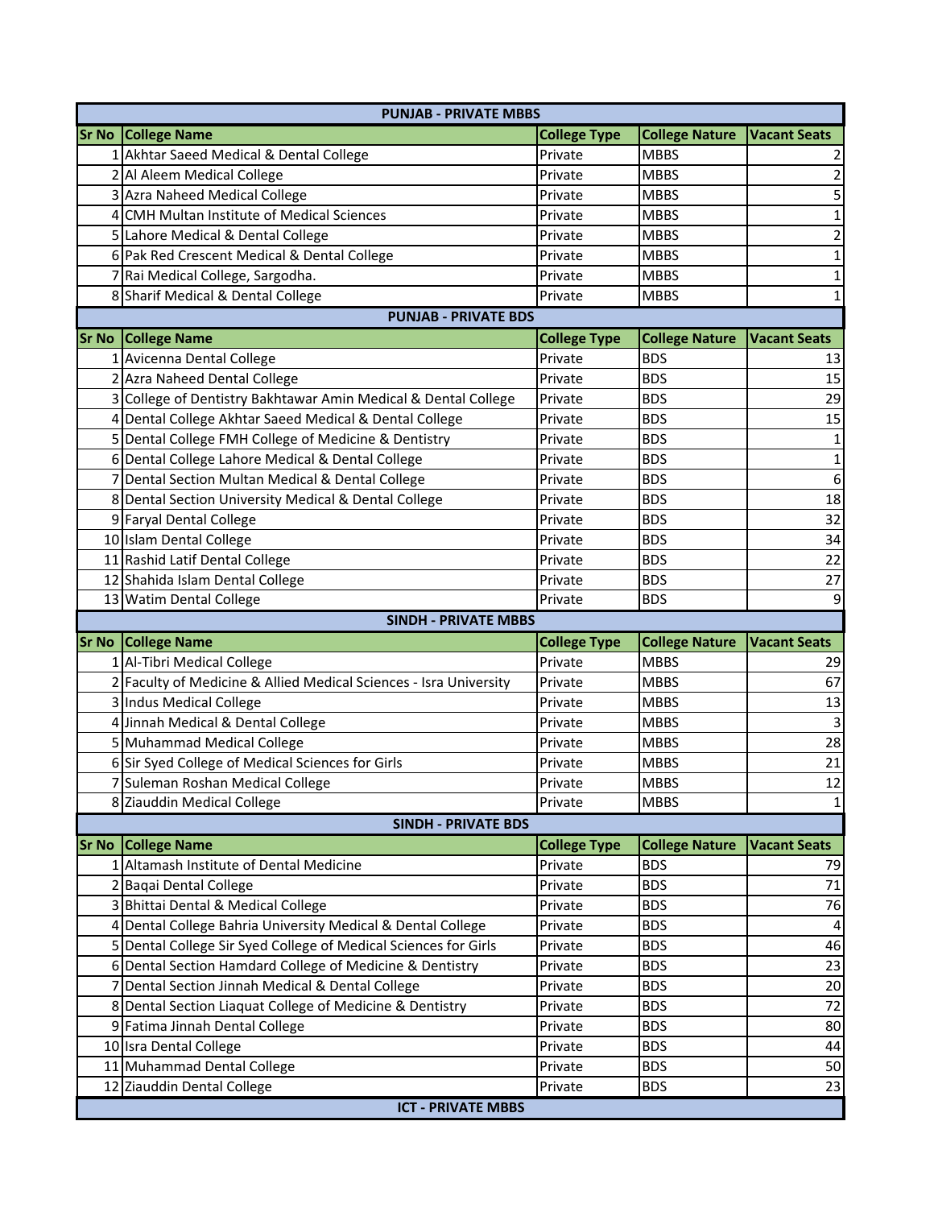| PUNJAB - PRIVATE MBBS | | | | |
|---|---|---|---|---|
| **Sr No** | **College Name** | **College Type** | **College Nature** | **Vacant Seats** |
| 1 | Akhtar Saeed Medical & Dental College | Private | MBBS | 2 |
| 2 | Al Aleem Medical College | Private | MBBS | 2 |
| 3 | Azra Naheed Medical College | Private | MBBS | 5 |
| 4 | CMH Multan Institute of Medical Sciences | Private | MBBS | 1 |
| 5 | Lahore Medical & Dental College | Private | MBBS | 2 |
| 6 | Pak Red Crescent Medical & Dental College | Private | MBBS | 1 |
| 7 | Rai Medical College, Sargodha. | Private | MBBS | 1 |
| 8 | Sharif Medical & Dental College | Private | MBBS | 1 |

| PUNJAB - PRIVATE BDS | | | | |
|---|---|---|---|---|
| **Sr No** | **College Name** | **College Type** | **College Nature** | **Vacant Seats** |
| 1 | Avicenna Dental College | Private | BDS | 13 |
| 2 | Azra Naheed Dental College | Private | BDS | 15 |
| 3 | College of Dentistry Bakhtawar Amin Medical & Dental College | Private | BDS | 29 |
| 4 | Dental College Akhtar Saeed Medical & Dental College | Private | BDS | 15 |
| 5 | Dental College FMH College of Medicine & Dentistry | Private | BDS | 1 |
| 6 | Dental College Lahore Medical & Dental College | Private | BDS | 1 |
| 7 | Dental Section Multan Medical & Dental College | Private | BDS | 6 |
| 8 | Dental Section University Medical & Dental College | Private | BDS | 18 |
| 9 | Faryal Dental College | Private | BDS | 32 |
| 10 | Islam Dental College | Private | BDS | 34 |
| 11 | Rashid Latif Dental College | Private | BDS | 22 |
| 12 | Shahida Islam Dental College | Private | BDS | 27 |
| 13 | Watim Dental College | Private | BDS | 9 |

| SINDH - PRIVATE MBBS | | | | |
|---|---|---|---|---|
| **Sr No** | **College Name** | **College Type** | **College Nature** | **Vacant Seats** |
| 1 | Al-Tibri Medical College | Private | MBBS | 29 |
| 2 | Faculty of Medicine & Allied Medical Sciences - Isra University | Private | MBBS | 67 |
| 3 | Indus Medical College | Private | MBBS | 13 |
| 4 | Jinnah Medical & Dental College | Private | MBBS | 3 |
| 5 | Muhammad Medical College | Private | MBBS | 28 |
| 6 | Sir Syed College of Medical Sciences for Girls | Private | MBBS | 21 |
| 7 | Suleman Roshan Medical College | Private | MBBS | 12 |
| 8 | Ziauddin Medical College | Private | MBBS | 1 |

| SINDH - PRIVATE BDS | | | | |
|---|---|---|---|---|
| **Sr No** | **College Name** | **College Type** | **College Nature** | **Vacant Seats** |
| 1 | Altamash Institute of Dental Medicine | Private | BDS | 79 |
| 2 | Baqai Dental College | Private | BDS | 71 |
| 3 | Bhittai Dental & Medical College | Private | BDS | 76 |
| 4 | Dental College Bahria University Medical & Dental College | Private | BDS | 4 |
| 5 | Dental College Sir Syed College of Medical Sciences for Girls | Private | BDS | 46 |
| 6 | Dental Section Hamdard College of Medicine & Dentistry | Private | BDS | 23 |
| 7 | Dental Section Jinnah Medical & Dental College | Private | BDS | 20 |
| 8 | Dental Section Liaquat College of Medicine & Dentistry | Private | BDS | 72 |
| 9 | Fatima Jinnah Dental College | Private | BDS | 80 |
| 10 | Isra Dental College | Private | BDS | 44 |
| 11 | Muhammad Dental College | Private | BDS | 50 |
| 12 | Ziauddin Dental College | Private | BDS | 23 |

**ICT - PRIVATE MBBS**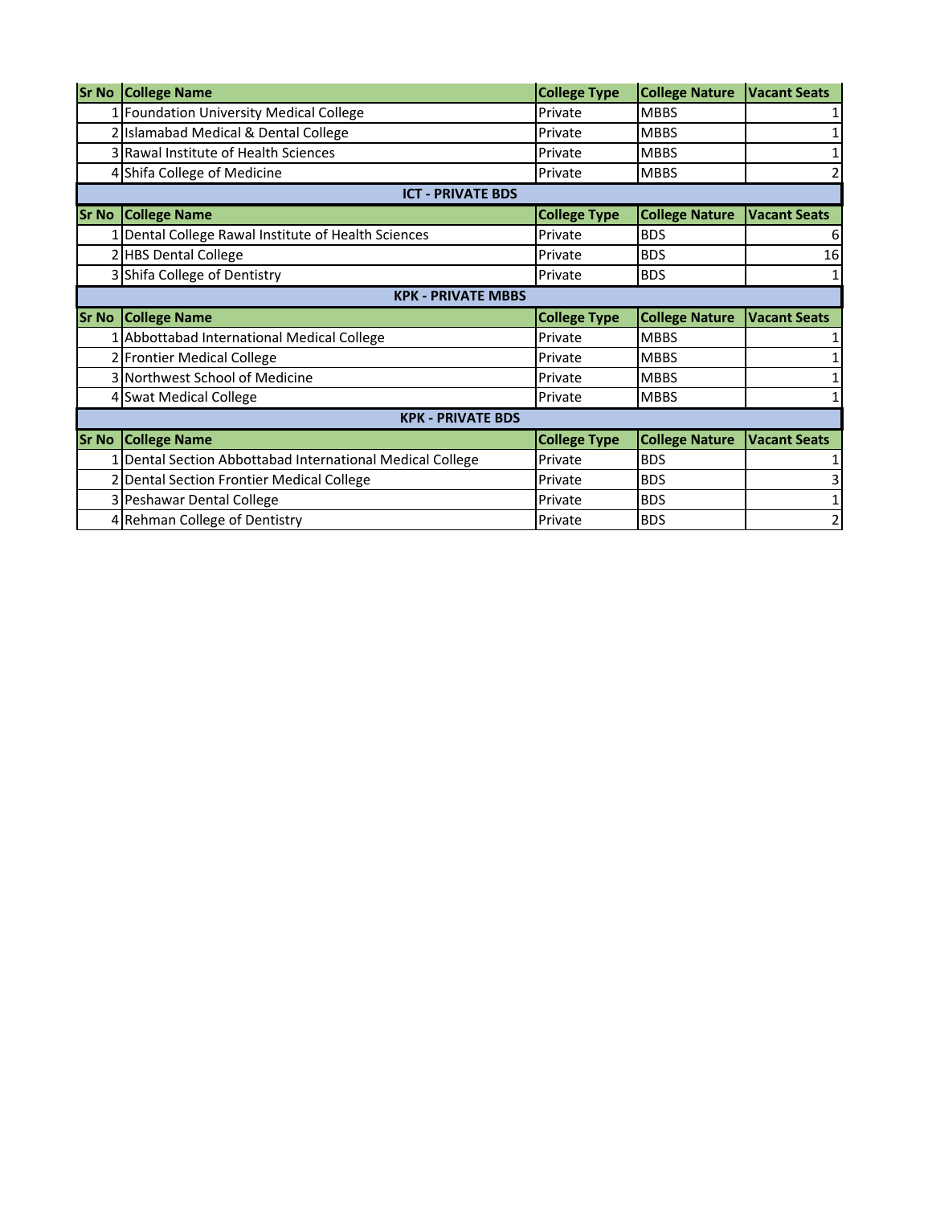| Sr No | College Name | College Type | College Nature | Vacant Seats |
|---|---|---|---|---|
| 1 | Foundation University Medical College | Private | MBBS | 1 |
| 2 | Islamabad Medical & Dental College | Private | MBBS | 1 |
| 3 | Rawal Institute of Health Sciences | Private | MBBS | 1 |
| 4 | Shifa College of Medicine | Private | MBBS | 2 |

**ICT - PRIVATE BDS**

| Sr No | College Name | College Type | College Nature | Vacant Seats |
|---|---|---|---|---|
| 1 | Dental College Rawal Institute of Health Sciences | Private | BDS | 6 |
| 2 | HBS Dental College | Private | BDS | 16 |
| 3 | Shifa College of Dentistry | Private | BDS | 1 |

**KPK - PRIVATE MBBS**

| Sr No | College Name | College Type | College Nature | Vacant Seats |
|---|---|---|---|---|
| 1 | Abbottabad International Medical College | Private | MBBS | 1 |
| 2 | Frontier Medical College | Private | MBBS | 1 |
| 3 | Northwest School of Medicine | Private | MBBS | 1 |
| 4 | Swat Medical College | Private | MBBS | 1 |

**KPK - PRIVATE BDS**

| Sr No | College Name | College Type | College Nature | Vacant Seats |
|---|---|---|---|---|
| 1 | Dental Section Abbottabad International Medical College | Private | BDS | 1 |
| 2 | Dental Section Frontier Medical College | Private | BDS | 3 |
| 3 | Peshawar Dental College | Private | BDS | 1 |
| 4 | Rehman College of Dentistry | Private | BDS | 2 |